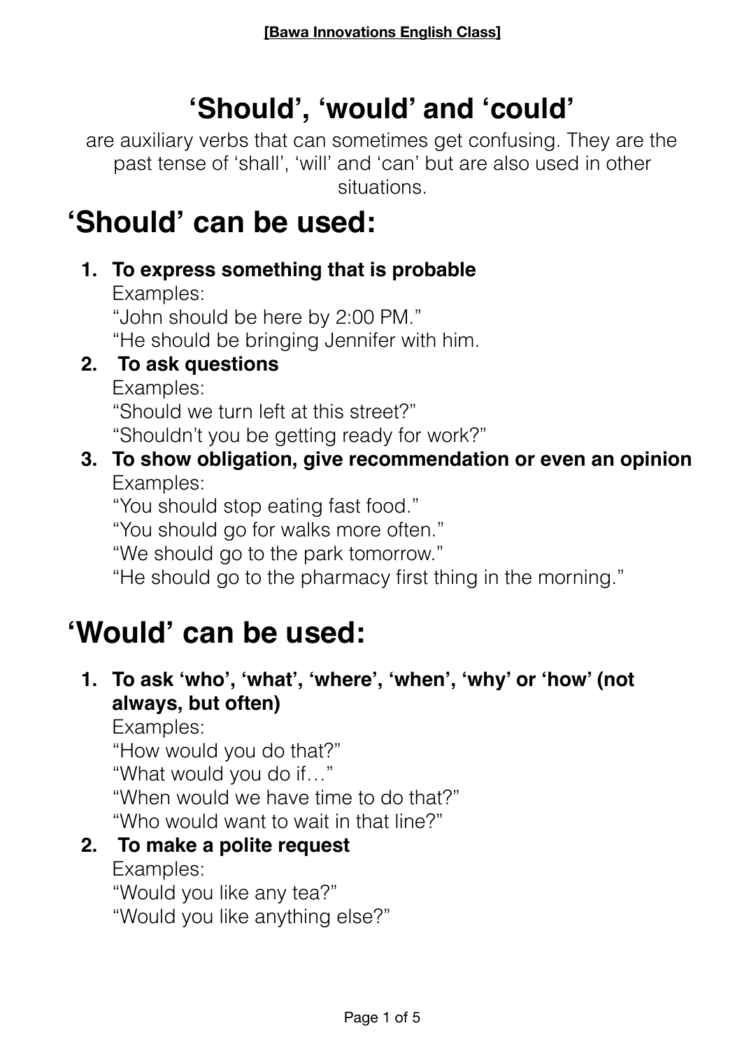# 'Should', 'would' and 'could'

are auxiliary verbs that can sometimes get confusing. They are the past tense of 'shall', 'will' and 'can' but are also used in other situations.

## 'Should' can be used:

1. **To express something that is probable**
   Examples:
   "John should be here by 2:00 PM."
   "He should be bringing Jennifer with him.
2. **To ask questions**
   Examples:
   "Should we turn left at this street?"
   "Shouldn't you be getting ready for work?"
3. **To show obligation, give recommendation or even an opinion**
   Examples:
   "You should stop eating fast food."
   "You should go for walks more often."
   "We should go to the park tomorrow."
   "He should go to the pharmacy first thing in the morning."

## 'Would' can be used:

1. **To ask 'who', 'what', 'where', 'when', 'why' or 'how' (not always, but often)**
   Examples:
   "How would you do that?"
   "What would you do if…"
   "When would we have time to do that?"
   "Who would want to wait in that line?"
2. **To make a polite request**
   Examples:
   "Would you like any tea?"
   "Would you like anything else?"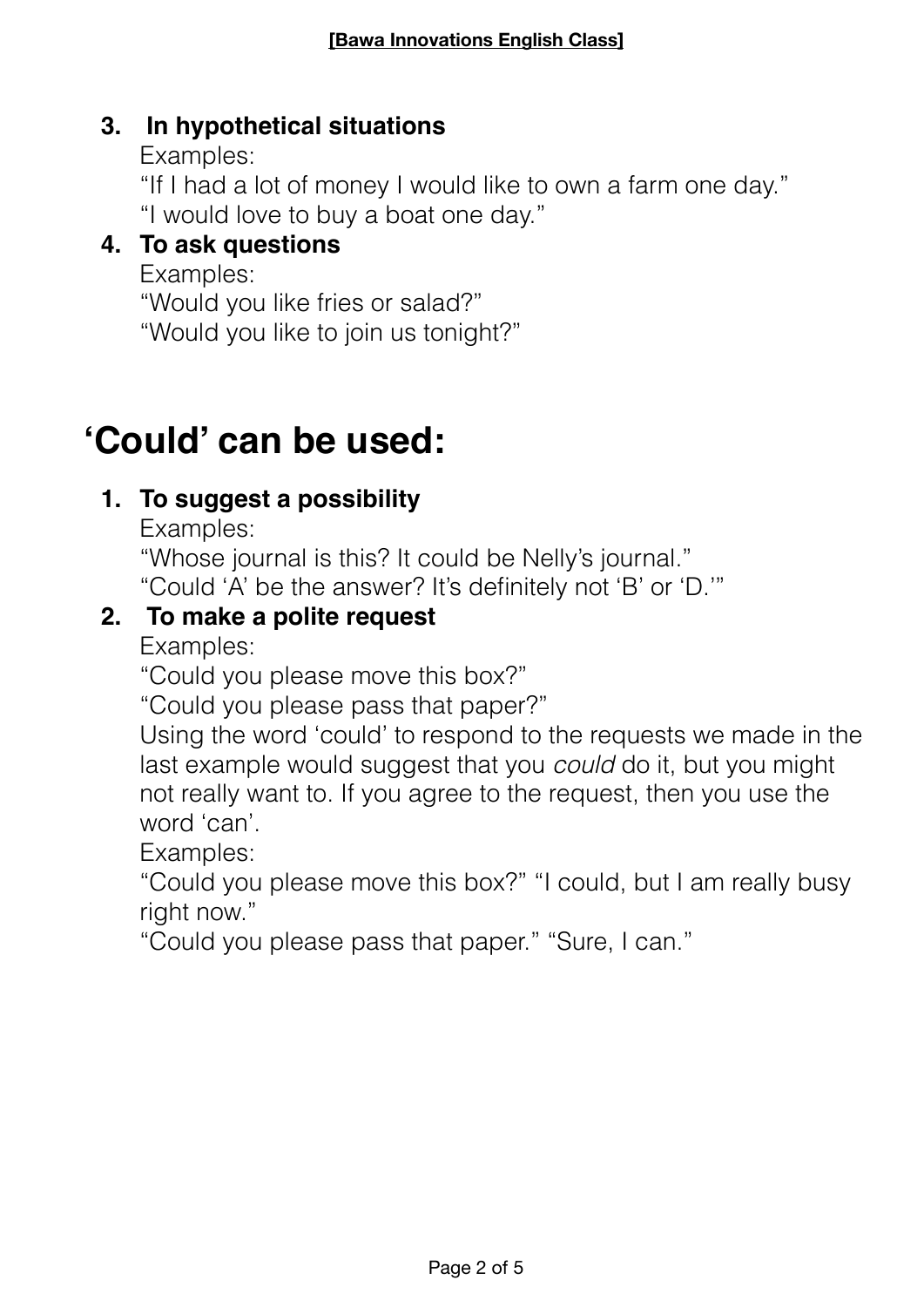3. **In hypothetical situations**
   Examples:
   "If I had a lot of money I would like to own a farm one day."
   "I would love to buy a boat one day."
4. **To ask questions**
   Examples:
   "Would you like fries or salad?"
   "Would you like to join us tonight?"

# 'Could' can be used:

1. **To suggest a possibility**
   Examples:
   "Whose journal is this? It could be Nelly's journal."
   "Could 'A' be the answer? It's definitely not 'B' or 'D.'"
2. **To make a polite request**
   Examples:
   "Could you please move this box?"
   "Could you please pass that paper?"
   Using the word 'could' to respond to the requests we made in the last example would suggest that you *could* do it, but you might not really want to. If you agree to the request, then you use the word 'can'.
   Examples:
   "Could you please move this box?" "I could, but I am really busy right now."
   "Could you please pass that paper." "Sure, I can."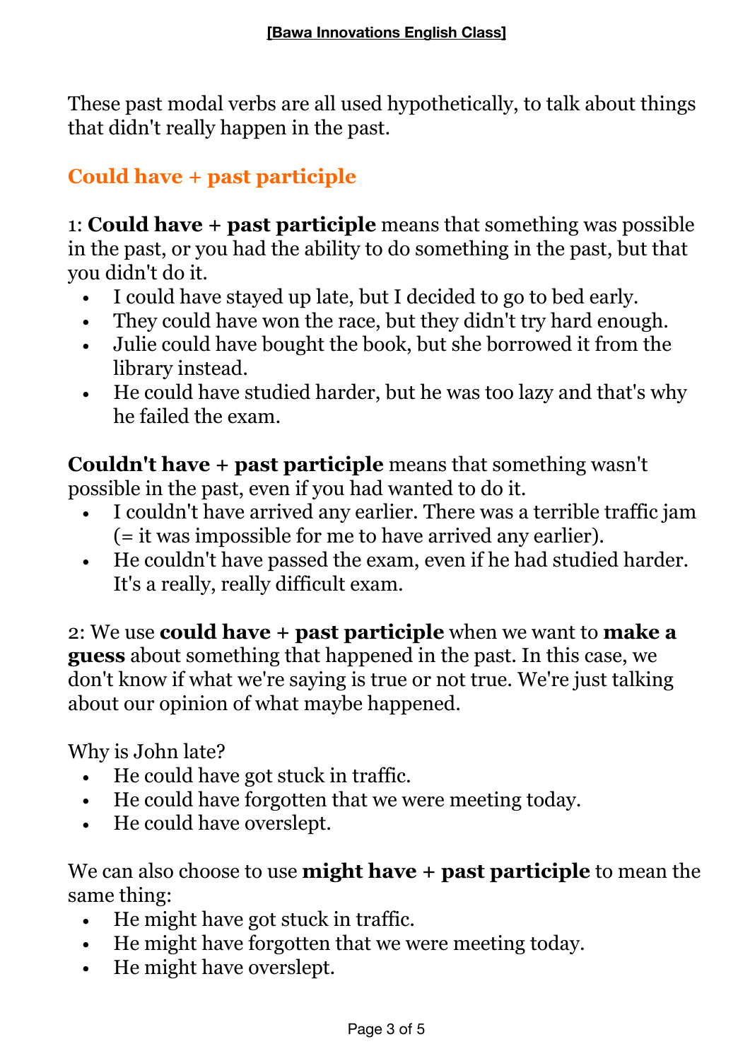These past modal verbs are all used hypothetically, to talk about things that didn't really happen in the past.

## Could have + past participle

1: **Could have + past participle** means that something was possible in the past, or you had the ability to do something in the past, but that you didn't do it.

- I could have stayed up late, but I decided to go to bed early.
- They could have won the race, but they didn't try hard enough.
- Julie could have bought the book, but she borrowed it from the library instead.
- He could have studied harder, but he was too lazy and that's why he failed the exam.

**Couldn't have + past participle** means that something wasn't possible in the past, even if you had wanted to do it.

- I couldn't have arrived any earlier. There was a terrible traffic jam (= it was impossible for me to have arrived any earlier).
- He couldn't have passed the exam, even if he had studied harder. It's a really, really difficult exam.

2: We use **could have + past participle** when we want to **make a guess** about something that happened in the past. In this case, we don't know if what we're saying is true or not true. We're just talking about our opinion of what maybe happened.

Why is John late?

- He could have got stuck in traffic.
- He could have forgotten that we were meeting today.
- He could have overslept.

We can also choose to use **might have + past participle** to mean the same thing:

- He might have got stuck in traffic.
- He might have forgotten that we were meeting today.
- He might have overslept.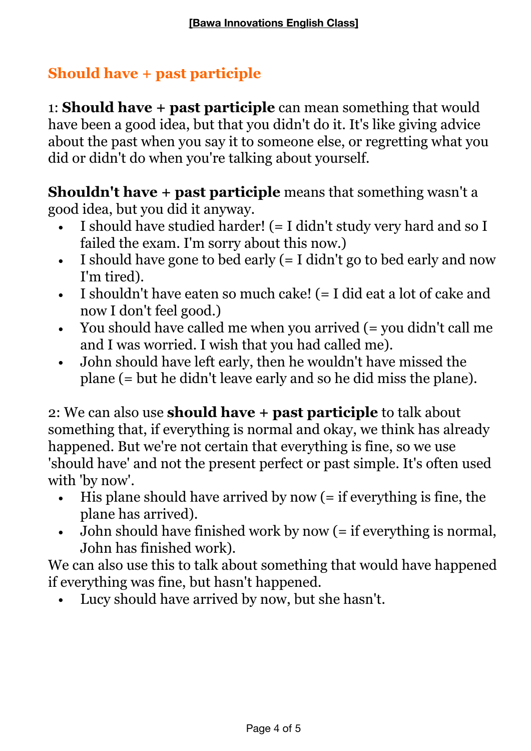## Should have + past participle

1: **Should have + past participle** can mean something that would have been a good idea, but that you didn't do it. It's like giving advice about the past when you say it to someone else, or regretting what you did or didn't do when you're talking about yourself.

**Shouldn't have + past participle** means that something wasn't a good idea, but you did it anyway.

- I should have studied harder! (= I didn't study very hard and so I failed the exam. I'm sorry about this now.)
- I should have gone to bed early (= I didn't go to bed early and now I'm tired).
- I shouldn't have eaten so much cake! (= I did eat a lot of cake and now I don't feel good.)
- You should have called me when you arrived (= you didn't call me and I was worried. I wish that you had called me).
- John should have left early, then he wouldn't have missed the plane (= but he didn't leave early and so he did miss the plane).

2: We can also use **should have + past participle** to talk about something that, if everything is normal and okay, we think has already happened. But we're not certain that everything is fine, so we use 'should have' and not the present perfect or past simple. It's often used with 'by now'.

- His plane should have arrived by now (= if everything is fine, the plane has arrived).
- John should have finished work by now (= if everything is normal, John has finished work).

We can also use this to talk about something that would have happened if everything was fine, but hasn't happened.

- Lucy should have arrived by now, but she hasn't.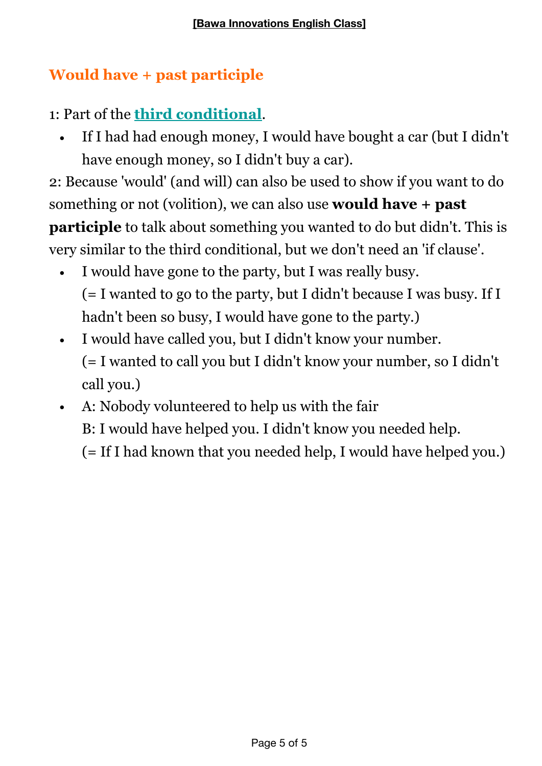## Would have + past participle

1: Part of the **third conditional**.

- If I had had enough money, I would have bought a car (but I didn't have enough money, so I didn't buy a car).

2: Because 'would' (and will) can also be used to show if you want to do something or not (volition), we can also use **would have + past participle** to talk about something you wanted to do but didn't. This is very similar to the third conditional, but we don't need an 'if clause'.

- I would have gone to the party, but I was really busy.
  (= I wanted to go to the party, but I didn't because I was busy. If I hadn't been so busy, I would have gone to the party.)
- I would have called you, but I didn't know your number.
  (= I wanted to call you but I didn't know your number, so I didn't call you.)
- A: Nobody volunteered to help us with the fair
  B: I would have helped you. I didn't know you needed help.
  (= If I had known that you needed help, I would have helped you.)